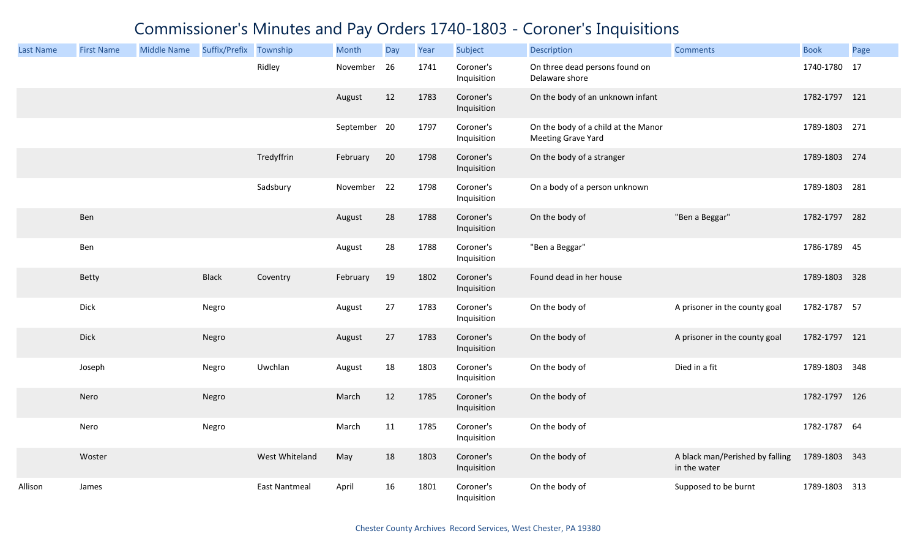# Commissioner's Minutes and Pay Orders 1740-1803 - Coroner's Inquisitions

| Last Name | First Name | Middle Name | Suffix/Prefix | Township | Month | Day | Year | Subject | Description | Comments | Book | Page |
|---|---|---|---|---|---|---|---|---|---|---|---|---|
| | | | | Ridley | November | 26 | 1741 | Coroner's Inquisition | On three dead persons found on Delaware shore | | 1740-1780 | 17 |
| | | | | | August | 12 | 1783 | Coroner's Inquisition | On the body of an unknown infant | | 1782-1797 | 121 |
| | | | | | September | 20 | 1797 | Coroner's Inquisition | On the body of a child at the Manor Meeting Grave Yard | | 1789-1803 | 271 |
| | | | | Tredyffrin | February | 20 | 1798 | Coroner's Inquisition | On the body of a stranger | | 1789-1803 | 274 |
| | | | | Sadsbury | November | 22 | 1798 | Coroner's Inquisition | On a body of a person unknown | | 1789-1803 | 281 |
| | Ben | | | | August | 28 | 1788 | Coroner's Inquisition | On the body of | "Ben a Beggar" | 1782-1797 | 282 |
| | Ben | | | | August | 28 | 1788 | Coroner's Inquisition | "Ben a Beggar" | | 1786-1789 | 45 |
| | Betty | | Black | Coventry | February | 19 | 1802 | Coroner's Inquisition | Found dead in her house | | 1789-1803 | 328 |
| | Dick | | Negro | | August | 27 | 1783 | Coroner's Inquisition | On the body of | A prisoner in the county goal | 1782-1787 | 57 |
| | Dick | | Negro | | August | 27 | 1783 | Coroner's Inquisition | On the body of | A prisoner in the county goal | 1782-1797 | 121 |
| | Joseph | | Negro | Uwchlan | August | 18 | 1803 | Coroner's Inquisition | On the body of | Died in a fit | 1789-1803 | 348 |
| | Nero | | Negro | | March | 12 | 1785 | Coroner's Inquisition | On the body of | | 1782-1797 | 126 |
| | Nero | | Negro | | March | 11 | 1785 | Coroner's Inquisition | On the body of | | 1782-1787 | 64 |
| | Woster | | | West Whiteland | May | 18 | 1803 | Coroner's Inquisition | On the body of | A black man/Perished by falling in the water | 1789-1803 | 343 |
| Allison | James | | | East Nantmeal | April | 16 | 1801 | Coroner's Inquisition | On the body of | Supposed to be burnt | 1789-1803 | 313 |

Chester County Archives Record Services, West Chester, PA 19380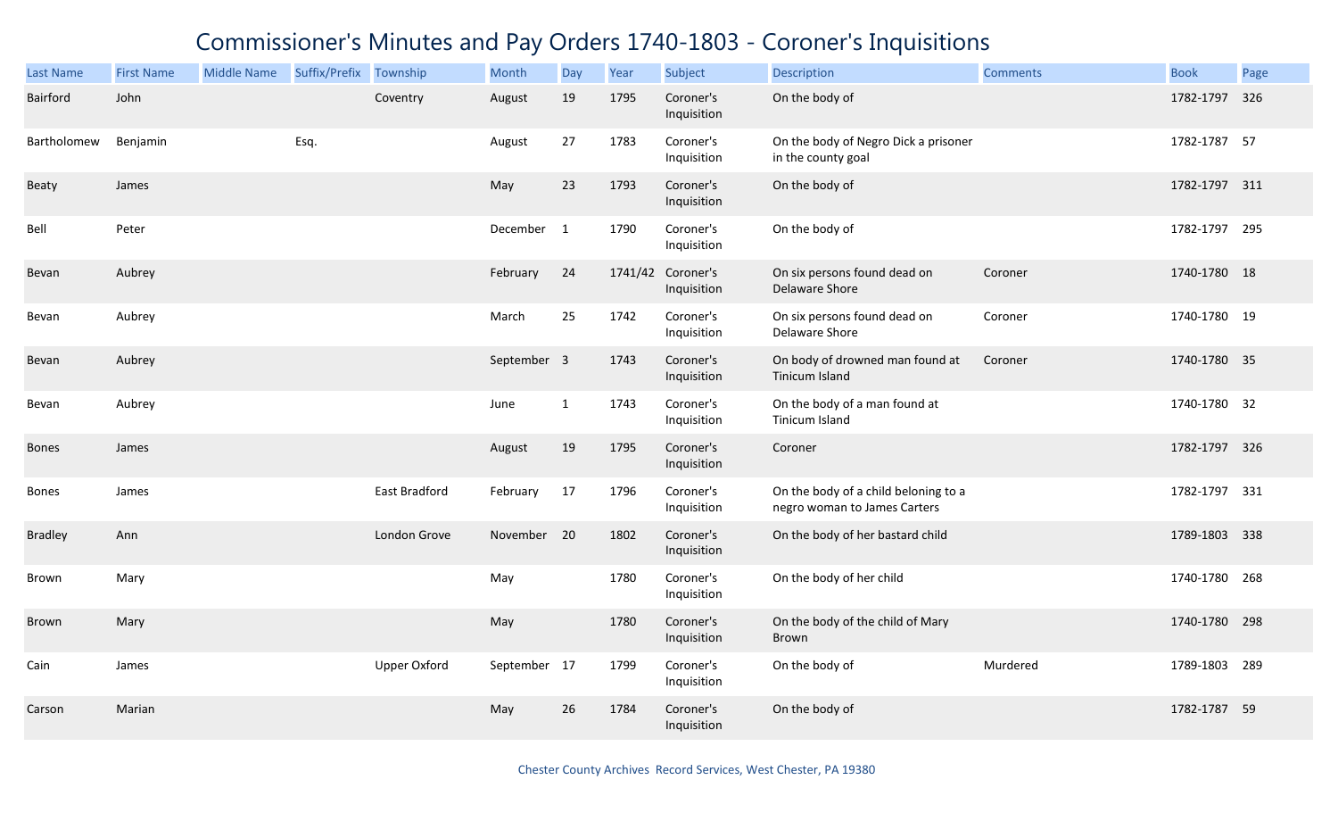# Commissioner's Minutes and Pay Orders 1740-1803 - Coroner's Inquisitions

| Last Name | First Name | Middle Name | Suffix/Prefix | Township | Month | Day | Year | Subject | Description | Comments | Book | Page |
|---|---|---|---|---|---|---|---|---|---|---|---|---|
| Bairford | John | | | Coventry | August | 19 | 1795 | Coroner's Inquisition | On the body of | | 1782-1797 | 326 |
| Bartholomew | Benjamin | | Esq. | | August | 27 | 1783 | Coroner's Inquisition | On the body of Negro Dick a prisoner in the county goal | | 1782-1787 | 57 |
| Beaty | James | | | | May | 23 | 1793 | Coroner's Inquisition | On the body of | | 1782-1797 | 311 |
| Bell | Peter | | | | December | 1 | 1790 | Coroner's Inquisition | On the body of | | 1782-1797 | 295 |
| Bevan | Aubrey | | | | February | 24 | 1741/42 | Coroner's Inquisition | On six persons found dead on Delaware Shore | Coroner | 1740-1780 | 18 |
| Bevan | Aubrey | | | | March | 25 | 1742 | Coroner's Inquisition | On six persons found dead on Delaware Shore | Coroner | 1740-1780 | 19 |
| Bevan | Aubrey | | | | September | 3 | 1743 | Coroner's Inquisition | On body of drowned man found at Tinicum Island | Coroner | 1740-1780 | 35 |
| Bevan | Aubrey | | | | June | 1 | 1743 | Coroner's Inquisition | On the body of a man found at Tinicum Island | | 1740-1780 | 32 |
| Bones | James | | | | August | 19 | 1795 | Coroner's Inquisition | Coroner | | 1782-1797 | 326 |
| Bones | James | | | East Bradford | February | 17 | 1796 | Coroner's Inquisition | On the body of a child beloning to a negro woman to James Carters | | 1782-1797 | 331 |
| Bradley | Ann | | | London Grove | November | 20 | 1802 | Coroner's Inquisition | On the body of her bastard child | | 1789-1803 | 338 |
| Brown | Mary | | | | May | | 1780 | Coroner's Inquisition | On the body of her child | | 1740-1780 | 268 |
| Brown | Mary | | | | May | | 1780 | Coroner's Inquisition | On the body of the child of Mary Brown | | 1740-1780 | 298 |
| Cain | James | | | Upper Oxford | September | 17 | 1799 | Coroner's Inquisition | On the body of | Murdered | 1789-1803 | 289 |
| Carson | Marian | | | | May | 26 | 1784 | Coroner's Inquisition | On the body of | | 1782-1787 | 59 |

Chester County Archives Record Services, West Chester, PA 19380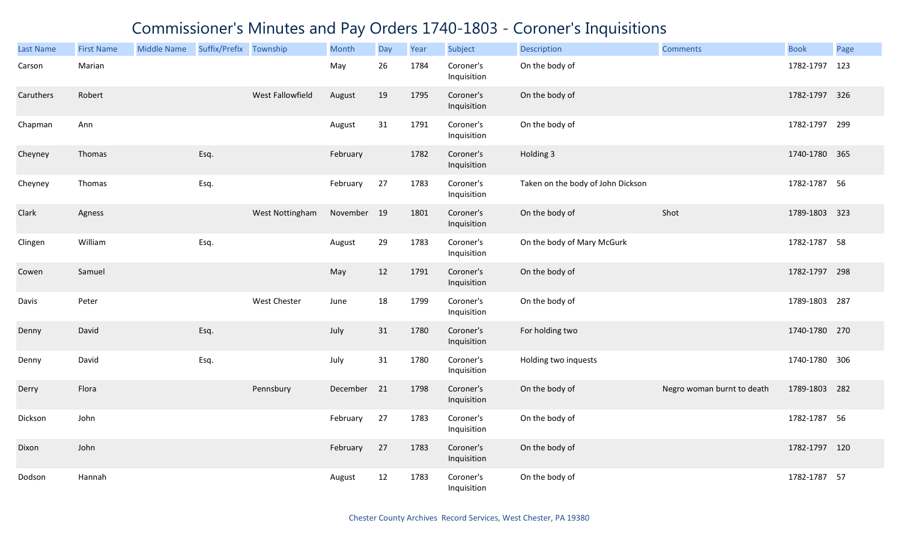# Commissioner's Minutes and Pay Orders 1740-1803 - Coroner's Inquisitions

| Last Name | First Name | Middle Name | Suffix/Prefix | Township | Month | Day | Year | Subject | Description | Comments | Book | Page |
|---|---|---|---|---|---|---|---|---|---|---|---|---|
| Carson | Marian | | | | May | 26 | 1784 | Coroner's Inquisition | On the body of | | 1782-1797 | 123 |
| Caruthers | Robert | | | West Fallowfield | August | 19 | 1795 | Coroner's Inquisition | On the body of | | 1782-1797 | 326 |
| Chapman | Ann | | | | August | 31 | 1791 | Coroner's Inquisition | On the body of | | 1782-1797 | 299 |
| Cheyney | Thomas | | Esq. | | February | | 1782 | Coroner's Inquisition | Holding 3 | | 1740-1780 | 365 |
| Cheyney | Thomas | | Esq. | | February | 27 | 1783 | Coroner's Inquisition | Taken on the body of John Dickson | | 1782-1787 | 56 |
| Clark | Agness | | | West Nottingham | November | 19 | 1801 | Coroner's Inquisition | On the body of | Shot | 1789-1803 | 323 |
| Clingen | William | | Esq. | | August | 29 | 1783 | Coroner's Inquisition | On the body of Mary McGurk | | 1782-1787 | 58 |
| Cowen | Samuel | | | | May | 12 | 1791 | Coroner's Inquisition | On the body of | | 1782-1797 | 298 |
| Davis | Peter | | | West Chester | June | 18 | 1799 | Coroner's Inquisition | On the body of | | 1789-1803 | 287 |
| Denny | David | | Esq. | | July | 31 | 1780 | Coroner's Inquisition | For holding two | | 1740-1780 | 270 |
| Denny | David | | Esq. | | July | 31 | 1780 | Coroner's Inquisition | Holding two inquests | | 1740-1780 | 306 |
| Derry | Flora | | | Pennsbury | December | 21 | 1798 | Coroner's Inquisition | On the body of | Negro woman burnt to death | 1789-1803 | 282 |
| Dickson | John | | | | February | 27 | 1783 | Coroner's Inquisition | On the body of | | 1782-1787 | 56 |
| Dixon | John | | | | February | 27 | 1783 | Coroner's Inquisition | On the body of | | 1782-1797 | 120 |
| Dodson | Hannah | | | | August | 12 | 1783 | Coroner's Inquisition | On the body of | | 1782-1787 | 57 |

Chester County Archives Record Services, West Chester, PA 19380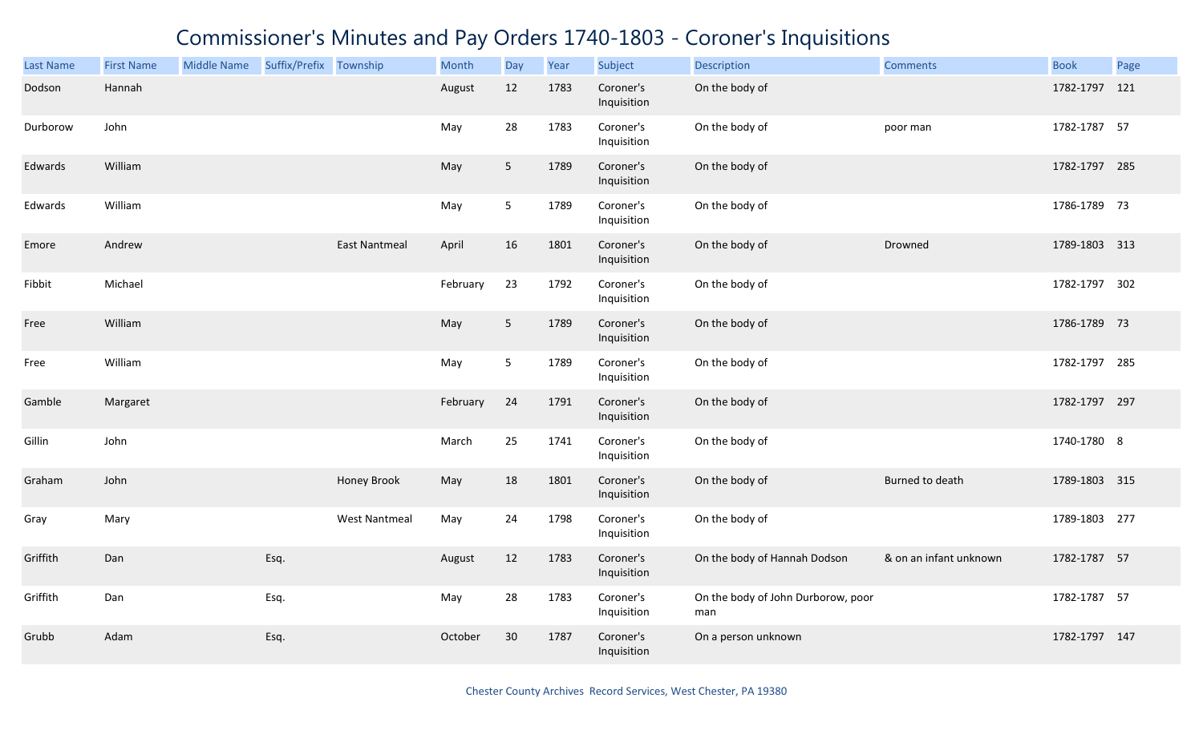# Commissioner's Minutes and Pay Orders 1740-1803 - Coroner's Inquisitions

| Last Name | First Name | Middle Name | Suffix/Prefix | Township | Month | Day | Year | Subject | Description | Comments | Book | Page |
|---|---|---|---|---|---|---|---|---|---|---|---|---|
| Dodson | Hannah | | | | August | 12 | 1783 | Coroner's Inquisition | On the body of | | 1782-1797 | 121 |
| Durborow | John | | | | May | 28 | 1783 | Coroner's Inquisition | On the body of | poor man | 1782-1787 | 57 |
| Edwards | William | | | | May | 5 | 1789 | Coroner's Inquisition | On the body of | | 1782-1797 | 285 |
| Edwards | William | | | | May | 5 | 1789 | Coroner's Inquisition | On the body of | | 1786-1789 | 73 |
| Emore | Andrew | | | East Nantmeal | April | 16 | 1801 | Coroner's Inquisition | On the body of | Drowned | 1789-1803 | 313 |
| Fibbit | Michael | | | | February | 23 | 1792 | Coroner's Inquisition | On the body of | | 1782-1797 | 302 |
| Free | William | | | | May | 5 | 1789 | Coroner's Inquisition | On the body of | | 1786-1789 | 73 |
| Free | William | | | | May | 5 | 1789 | Coroner's Inquisition | On the body of | | 1782-1797 | 285 |
| Gamble | Margaret | | | | February | 24 | 1791 | Coroner's Inquisition | On the body of | | 1782-1797 | 297 |
| Gillin | John | | | | March | 25 | 1741 | Coroner's Inquisition | On the body of | | 1740-1780 | 8 |
| Graham | John | | | Honey Brook | May | 18 | 1801 | Coroner's Inquisition | On the body of | Burned to death | 1789-1803 | 315 |
| Gray | Mary | | | West Nantmeal | May | 24 | 1798 | Coroner's Inquisition | On the body of | | 1789-1803 | 277 |
| Griffith | Dan | | Esq. | | August | 12 | 1783 | Coroner's Inquisition | On the body of Hannah Dodson | & on an infant unknown | 1782-1787 | 57 |
| Griffith | Dan | | Esq. | | May | 28 | 1783 | Coroner's Inquisition | On the body of John Durborow, poor man | | 1782-1787 | 57 |
| Grubb | Adam | | Esq. | | October | 30 | 1787 | Coroner's Inquisition | On a person unknown | | 1782-1797 | 147 |

Chester County Archives Record Services, West Chester, PA 19380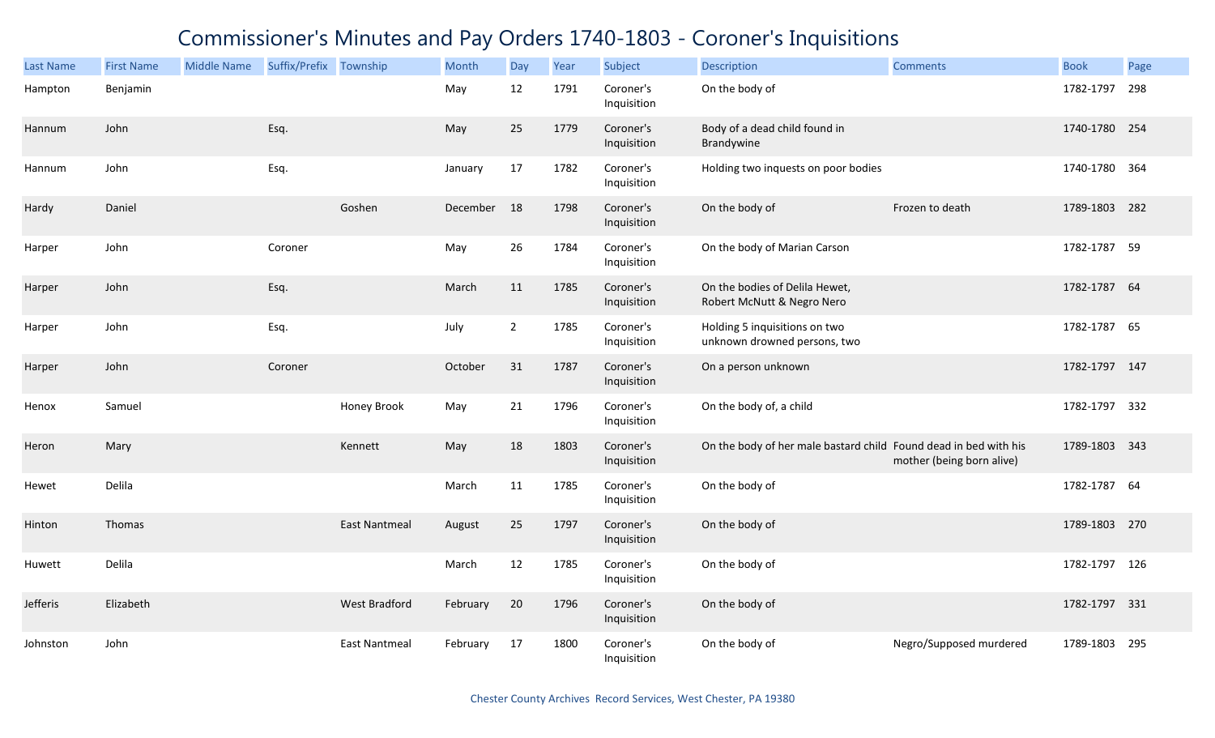# Commissioner's Minutes and Pay Orders 1740-1803 - Coroner's Inquisitions

| Last Name | First Name | Middle Name | Suffix/Prefix | Township | Month | Day | Year | Subject | Description | Comments | Book | Page |
|---|---|---|---|---|---|---|---|---|---|---|---|---|
| Hampton | Benjamin | | | | May | 12 | 1791 | Coroner's Inquisition | On the body of | | 1782-1797 | 298 |
| Hannum | John | | Esq. | | May | 25 | 1779 | Coroner's Inquisition | Body of a dead child found in Brandywine | | 1740-1780 | 254 |
| Hannum | John | | Esq. | | January | 17 | 1782 | Coroner's Inquisition | Holding two inquests on poor bodies | | 1740-1780 | 364 |
| Hardy | Daniel | | | Goshen | December | 18 | 1798 | Coroner's Inquisition | On the body of | Frozen to death | 1789-1803 | 282 |
| Harper | John | | Coroner | | May | 26 | 1784 | Coroner's Inquisition | On the body of Marian Carson | | 1782-1787 | 59 |
| Harper | John | | Esq. | | March | 11 | 1785 | Coroner's Inquisition | On the bodies of Delila Hewet, Robert McNutt & Negro Nero | | 1782-1787 | 64 |
| Harper | John | | Esq. | | July | 2 | 1785 | Coroner's Inquisition | Holding 5 inquisitions on two unknown drowned persons, two | | 1782-1787 | 65 |
| Harper | John | | Coroner | | October | 31 | 1787 | Coroner's Inquisition | On a person unknown | | 1782-1797 | 147 |
| Henox | Samuel | | | Honey Brook | May | 21 | 1796 | Coroner's Inquisition | On the body of, a child | | 1782-1797 | 332 |
| Heron | Mary | | | Kennett | May | 18 | 1803 | Coroner's Inquisition | On the body of her male bastard child | Found dead in bed with his mother (being born alive) | 1789-1803 | 343 |
| Hewet | Delila | | | | March | 11 | 1785 | Coroner's Inquisition | On the body of | | 1782-1787 | 64 |
| Hinton | Thomas | | | East Nantmeal | August | 25 | 1797 | Coroner's Inquisition | On the body of | | 1789-1803 | 270 |
| Huwett | Delila | | | | March | 12 | 1785 | Coroner's Inquisition | On the body of | | 1782-1797 | 126 |
| Jefferis | Elizabeth | | | West Bradford | February | 20 | 1796 | Coroner's Inquisition | On the body of | | 1782-1797 | 331 |
| Johnston | John | | | East Nantmeal | February | 17 | 1800 | Coroner's Inquisition | On the body of | Negro/Supposed murdered | 1789-1803 | 295 |

Chester County Archives Record Services, West Chester, PA 19380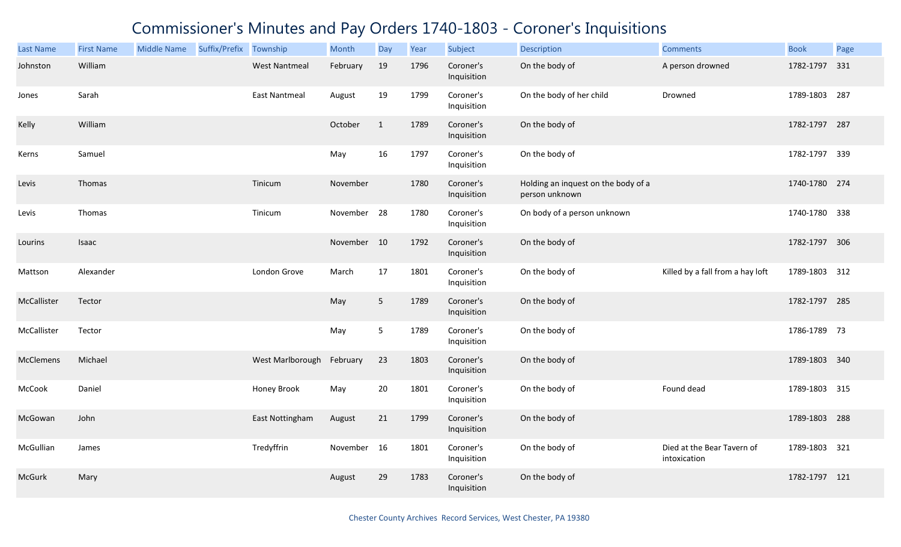# Commissioner's Minutes and Pay Orders 1740-1803 - Coroner's Inquisitions

| Last Name | First Name | Middle Name | Suffix/Prefix | Township | Month | Day | Year | Subject | Description | Comments | Book | Page |
|---|---|---|---|---|---|---|---|---|---|---|---|---|
| Johnston | William | | | West Nantmeal | February | 19 | 1796 | Coroner's Inquisition | On the body of | A person drowned | 1782-1797 | 331 |
| Jones | Sarah | | | East Nantmeal | August | 19 | 1799 | Coroner's Inquisition | On the body of her child | Drowned | 1789-1803 | 287 |
| Kelly | William | | | | October | 1 | 1789 | Coroner's Inquisition | On the body of | | 1782-1797 | 287 |
| Kerns | Samuel | | | | May | 16 | 1797 | Coroner's Inquisition | On the body of | | 1782-1797 | 339 |
| Levis | Thomas | | | Tinicum | November | | 1780 | Coroner's Inquisition | Holding an inquest on the body of a person unknown | | 1740-1780 | 274 |
| Levis | Thomas | | | Tinicum | November | 28 | 1780 | Coroner's Inquisition | On body of a person unknown | | 1740-1780 | 338 |
| Lourins | Isaac | | | | November | 10 | 1792 | Coroner's Inquisition | On the body of | | 1782-1797 | 306 |
| Mattson | Alexander | | | London Grove | March | 17 | 1801 | Coroner's Inquisition | On the body of | Killed by a fall from a hay loft | 1789-1803 | 312 |
| McCallister | Tector | | | | May | 5 | 1789 | Coroner's Inquisition | On the body of | | 1782-1797 | 285 |
| McCallister | Tector | | | | May | 5 | 1789 | Coroner's Inquisition | On the body of | | 1786-1789 | 73 |
| McClemens | Michael | | | West Marlborough | February | 23 | 1803 | Coroner's Inquisition | On the body of | | 1789-1803 | 340 |
| McCook | Daniel | | | Honey Brook | May | 20 | 1801 | Coroner's Inquisition | On the body of | Found dead | 1789-1803 | 315 |
| McGowan | John | | | East Nottingham | August | 21 | 1799 | Coroner's Inquisition | On the body of | | 1789-1803 | 288 |
| McGullian | James | | | Tredyffrin | November | 16 | 1801 | Coroner's Inquisition | On the body of | Died at the Bear Tavern of intoxication | 1789-1803 | 321 |
| McGurk | Mary | | | | August | 29 | 1783 | Coroner's Inquisition | On the body of | | 1782-1797 | 121 |

Chester County Archives Record Services, West Chester, PA 19380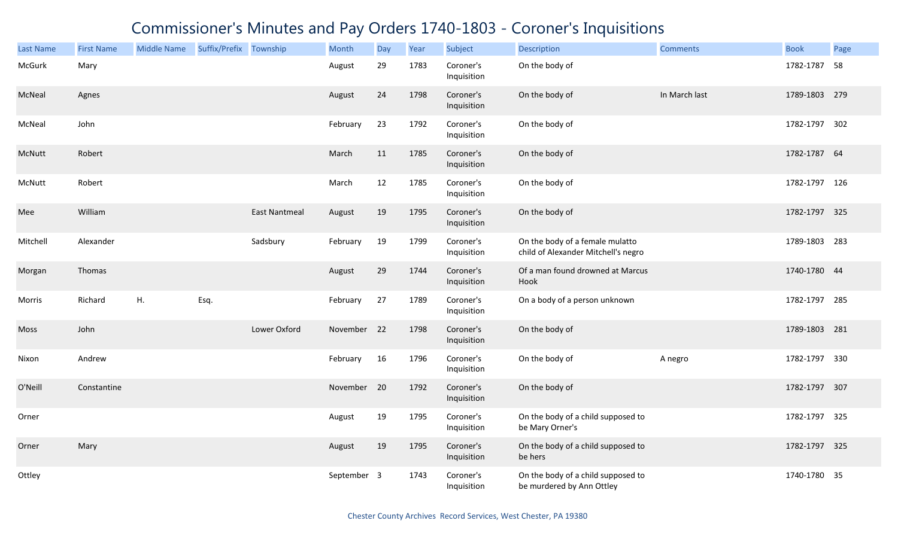# Commissioner's Minutes and Pay Orders 1740-1803 - Coroner's Inquisitions

| Last Name | First Name | Middle Name | Suffix/Prefix | Township | Month | Day | Year | Subject | Description | Comments | Book | Page |
|---|---|---|---|---|---|---|---|---|---|---|---|---|
| McGurk | Mary | | | | August | 29 | 1783 | Coroner's Inquisition | On the body of | | 1782-1787 | 58 |
| McNeal | Agnes | | | | August | 24 | 1798 | Coroner's Inquisition | On the body of | In March last | 1789-1803 | 279 |
| McNeal | John | | | | February | 23 | 1792 | Coroner's Inquisition | On the body of | | 1782-1797 | 302 |
| McNutt | Robert | | | | March | 11 | 1785 | Coroner's Inquisition | On the body of | | 1782-1787 | 64 |
| McNutt | Robert | | | | March | 12 | 1785 | Coroner's Inquisition | On the body of | | 1782-1797 | 126 |
| Mee | William | | | East Nantmeal | August | 19 | 1795 | Coroner's Inquisition | On the body of | | 1782-1797 | 325 |
| Mitchell | Alexander | | | Sadsbury | February | 19 | 1799 | Coroner's Inquisition | On the body of a female mulatto child of Alexander Mitchell's negro | | 1789-1803 | 283 |
| Morgan | Thomas | | | | August | 29 | 1744 | Coroner's Inquisition | Of a man found drowned at Marcus Hook | | 1740-1780 | 44 |
| Morris | Richard | H. | Esq. | | February | 27 | 1789 | Coroner's Inquisition | On a body of a person unknown | | 1782-1797 | 285 |
| Moss | John | | | Lower Oxford | November | 22 | 1798 | Coroner's Inquisition | On the body of | | 1789-1803 | 281 |
| Nixon | Andrew | | | | February | 16 | 1796 | Coroner's Inquisition | On the body of | A negro | 1782-1797 | 330 |
| O'Neill | Constantine | | | | November | 20 | 1792 | Coroner's Inquisition | On the body of | | 1782-1797 | 307 |
| Orner | | | | | August | 19 | 1795 | Coroner's Inquisition | On the body of a child supposed to be Mary Orner's | | 1782-1797 | 325 |
| Orner | Mary | | | | August | 19 | 1795 | Coroner's Inquisition | On the body of a child supposed to be hers | | 1782-1797 | 325 |
| Ottley | | | | | September | 3 | 1743 | Coroner's Inquisition | On the body of a child supposed to be murdered by Ann Ottley | | 1740-1780 | 35 |

Chester County Archives Record Services, West Chester, PA 19380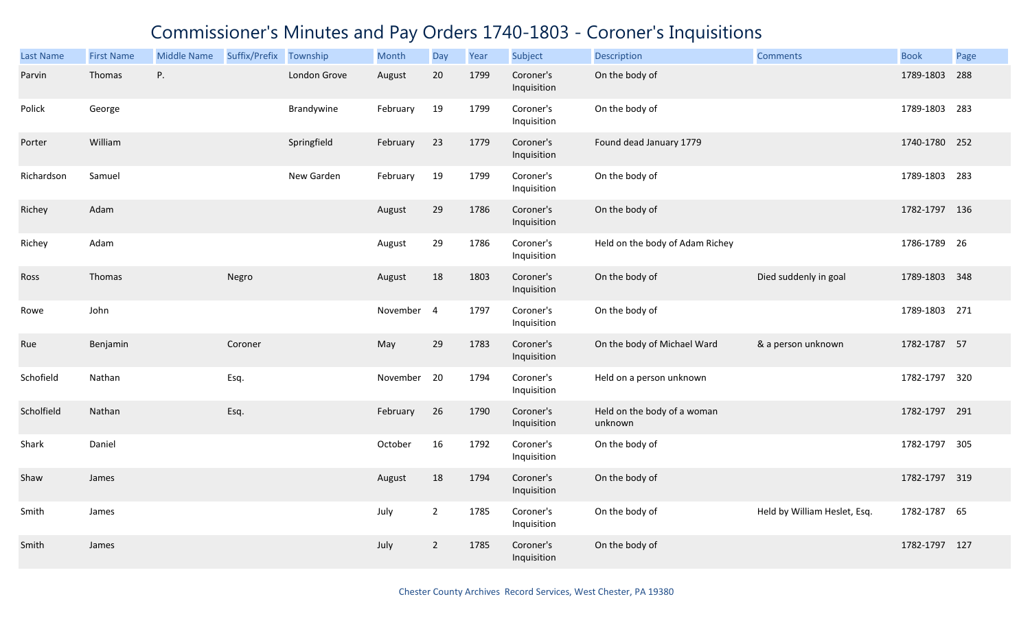# Commissioner's Minutes and Pay Orders 1740-1803 - Coroner's Inquisitions

| Last Name | First Name | Middle Name | Suffix/Prefix | Township | Month | Day | Year | Subject | Description | Comments | Book | Page |
|---|---|---|---|---|---|---|---|---|---|---|---|---|
| Parvin | Thomas | P. | | London Grove | August | 20 | 1799 | Coroner's Inquisition | On the body of | | 1789-1803 | 288 |
| Polick | George | | | Brandywine | February | 19 | 1799 | Coroner's Inquisition | On the body of | | 1789-1803 | 283 |
| Porter | William | | | Springfield | February | 23 | 1779 | Coroner's Inquisition | Found dead January 1779 | | 1740-1780 | 252 |
| Richardson | Samuel | | | New Garden | February | 19 | 1799 | Coroner's Inquisition | On the body of | | 1789-1803 | 283 |
| Richey | Adam | | | | August | 29 | 1786 | Coroner's Inquisition | On the body of | | 1782-1797 | 136 |
| Richey | Adam | | | | August | 29 | 1786 | Coroner's Inquisition | Held on the body of Adam Richey | | 1786-1789 | 26 |
| Ross | Thomas | | Negro | | August | 18 | 1803 | Coroner's Inquisition | On the body of | Died suddenly in goal | 1789-1803 | 348 |
| Rowe | John | | | | November | 4 | 1797 | Coroner's Inquisition | On the body of | | 1789-1803 | 271 |
| Rue | Benjamin | | Coroner | | May | 29 | 1783 | Coroner's Inquisition | On the body of Michael Ward | & a person unknown | 1782-1787 | 57 |
| Schofield | Nathan | | Esq. | | November | 20 | 1794 | Coroner's Inquisition | Held on a person unknown | | 1782-1797 | 320 |
| Scholfield | Nathan | | Esq. | | February | 26 | 1790 | Coroner's Inquisition | Held on the body of a woman unknown | | 1782-1797 | 291 |
| Shark | Daniel | | | | October | 16 | 1792 | Coroner's Inquisition | On the body of | | 1782-1797 | 305 |
| Shaw | James | | | | August | 18 | 1794 | Coroner's Inquisition | On the body of | | 1782-1797 | 319 |
| Smith | James | | | | July | 2 | 1785 | Coroner's Inquisition | On the body of | Held by William Heslet, Esq. | 1782-1787 | 65 |
| Smith | James | | | | July | 2 | 1785 | Coroner's Inquisition | On the body of | | 1782-1797 | 127 |

Chester County Archives Record Services, West Chester, PA 19380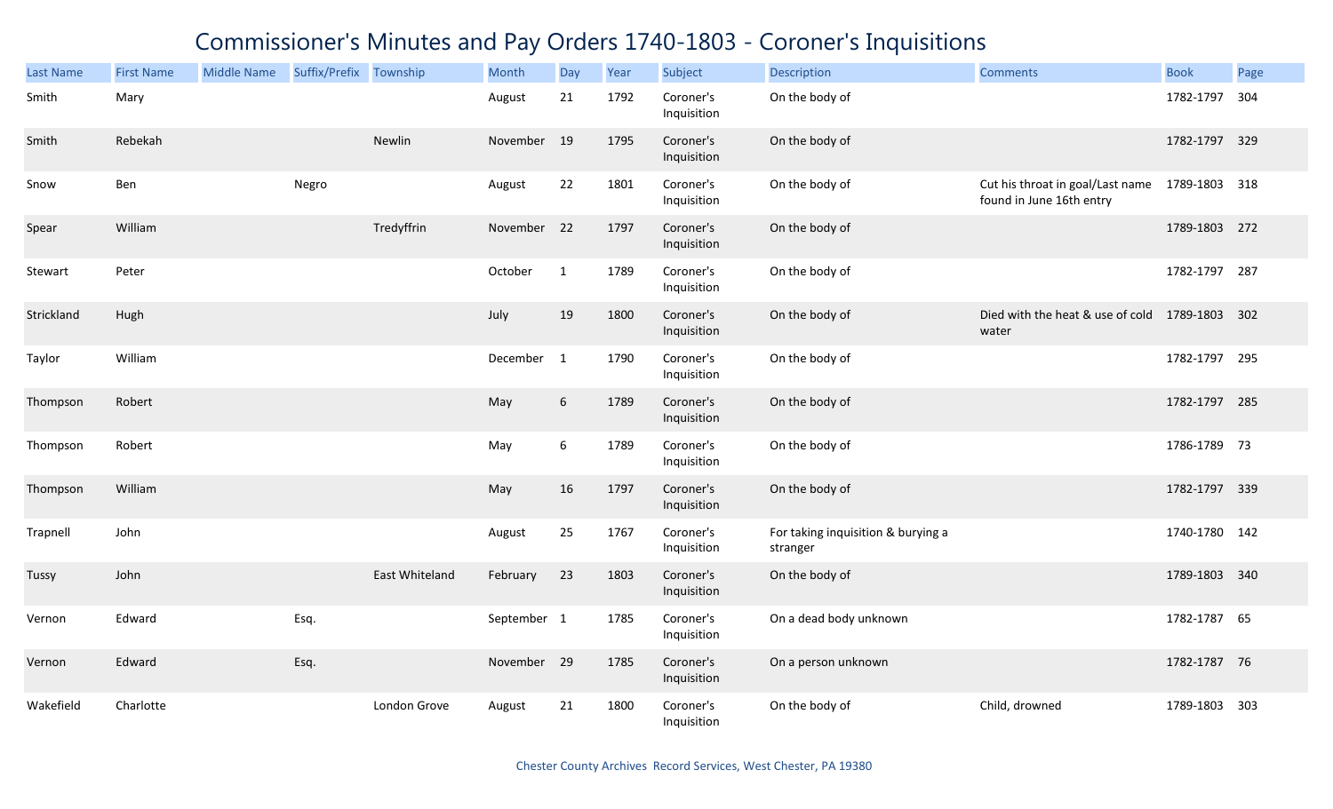# Commissioner's Minutes and Pay Orders 1740-1803 - Coroner's Inquisitions

| Last Name | First Name | Middle Name | Suffix/Prefix | Township | Month | Day | Year | Subject | Description | Comments | Book | Page |
|---|---|---|---|---|---|---|---|---|---|---|---|---|
| Smith | Mary | | | | August | 21 | 1792 | Coroner's Inquisition | On the body of | | 1782-1797 | 304 |
| Smith | Rebekah | | | Newlin | November | 19 | 1795 | Coroner's Inquisition | On the body of | | 1782-1797 | 329 |
| Snow | Ben | | Negro | | August | 22 | 1801 | Coroner's Inquisition | On the body of | Cut his throat in goal/Last name found in June 16th entry | 1789-1803 | 318 |
| Spear | William | | | Tredyffrin | November | 22 | 1797 | Coroner's Inquisition | On the body of | | 1789-1803 | 272 |
| Stewart | Peter | | | | October | 1 | 1789 | Coroner's Inquisition | On the body of | | 1782-1797 | 287 |
| Strickland | Hugh | | | | July | 19 | 1800 | Coroner's Inquisition | On the body of | Died with the heat & use of cold water | 1789-1803 | 302 |
| Taylor | William | | | | December | 1 | 1790 | Coroner's Inquisition | On the body of | | 1782-1797 | 295 |
| Thompson | Robert | | | | May | 6 | 1789 | Coroner's Inquisition | On the body of | | 1782-1797 | 285 |
| Thompson | Robert | | | | May | 6 | 1789 | Coroner's Inquisition | On the body of | | 1786-1789 | 73 |
| Thompson | William | | | | May | 16 | 1797 | Coroner's Inquisition | On the body of | | 1782-1797 | 339 |
| Trapnell | John | | | | August | 25 | 1767 | Coroner's Inquisition | For taking inquisition & burying a stranger | | 1740-1780 | 142 |
| Tussy | John | | | East Whiteland | February | 23 | 1803 | Coroner's Inquisition | On the body of | | 1789-1803 | 340 |
| Vernon | Edward | | Esq. | | September | 1 | 1785 | Coroner's Inquisition | On a dead body unknown | | 1782-1787 | 65 |
| Vernon | Edward | | Esq. | | November | 29 | 1785 | Coroner's Inquisition | On a person unknown | | 1782-1787 | 76 |
| Wakefield | Charlotte | | | London Grove | August | 21 | 1800 | Coroner's Inquisition | On the body of | Child, drowned | 1789-1803 | 303 |

Chester County Archives Record Services, West Chester, PA 19380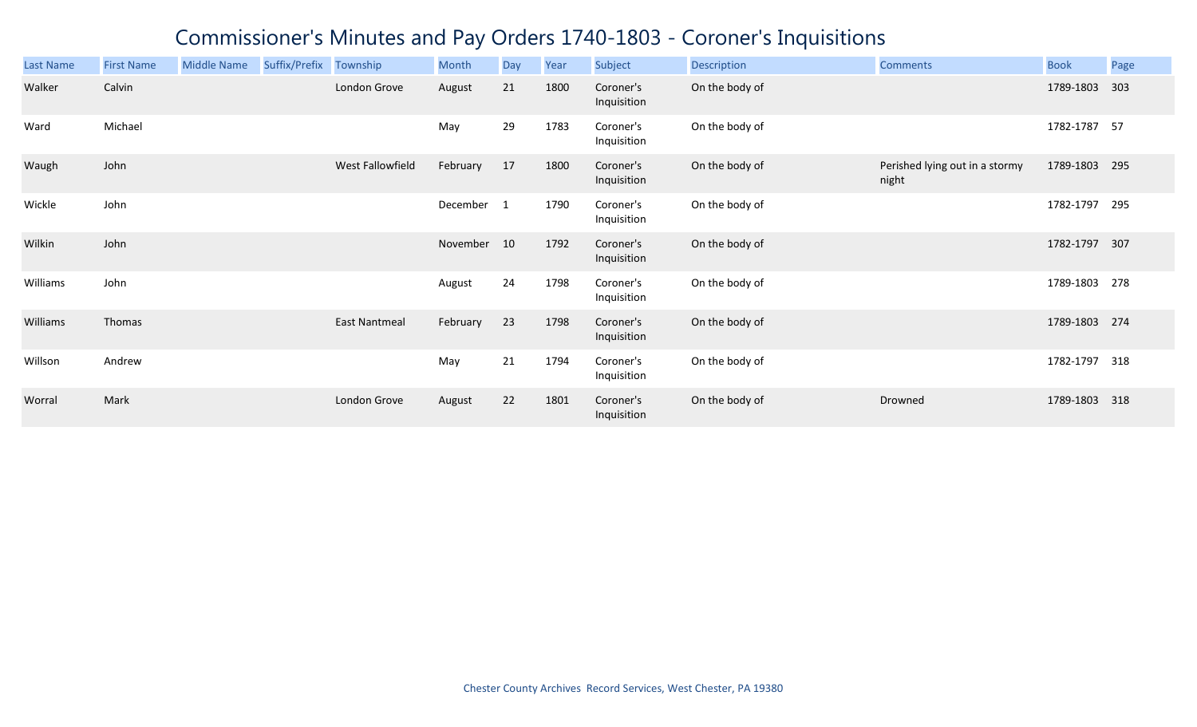# Commissioner's Minutes and Pay Orders 1740-1803 - Coroner's Inquisitions

| Last Name | First Name | Middle Name | Suffix/Prefix | Township | Month | Day | Year | Subject | Description | Comments | Book | Page |
|---|---|---|---|---|---|---|---|---|---|---|---|---|
| Walker | Calvin | | | London Grove | August | 21 | 1800 | Coroner's Inquisition | On the body of | | 1789-1803 | 303 |
| Ward | Michael | | | | May | 29 | 1783 | Coroner's Inquisition | On the body of | | 1782-1787 | 57 |
| Waugh | John | | | West Fallowfield | February | 17 | 1800 | Coroner's Inquisition | On the body of | Perished lying out in a stormy night | 1789-1803 | 295 |
| Wickle | John | | | | December | 1 | 1790 | Coroner's Inquisition | On the body of | | 1782-1797 | 295 |
| Wilkin | John | | | | November | 10 | 1792 | Coroner's Inquisition | On the body of | | 1782-1797 | 307 |
| Williams | John | | | | August | 24 | 1798 | Coroner's Inquisition | On the body of | | 1789-1803 | 278 |
| Williams | Thomas | | | East Nantmeal | February | 23 | 1798 | Coroner's Inquisition | On the body of | | 1789-1803 | 274 |
| Willson | Andrew | | | | May | 21 | 1794 | Coroner's Inquisition | On the body of | | 1782-1797 | 318 |
| Worral | Mark | | | London Grove | August | 22 | 1801 | Coroner's Inquisition | On the body of | Drowned | 1789-1803 | 318 |

Chester County Archives Record Services, West Chester, PA 19380